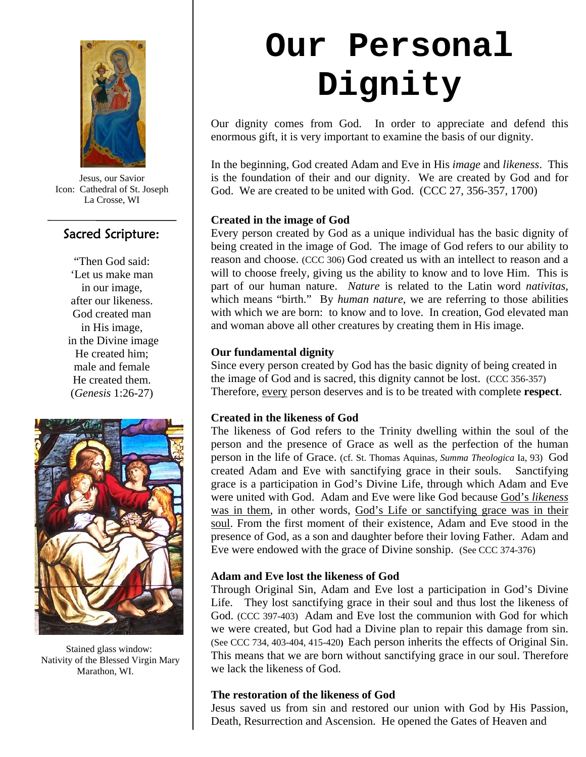# Our Personal Dignity

Our dignity comes from God. In order to appreciate and defend this enormous gift, it is very important to examine the basis of our dignity.

In the beginning, God created Adam and Eve in His *image* and *likeness*. This is the foundation of their and our dignity. We are created by God and for God. We are created to be united with God. (CCC 27, 356-357, 1700)

**Created in the image of God**

Every person created by God as a unique individual has the basic dignity of being created in the image of God. The image of God refers to our ability to reason and choose. (CCC 306) God created us with an intellect to reason and a will to choose freely, giving us the ability to know and to love Him. This is part of our human nature. *Nature* is related to the Latin word *nativitas*, which means "birth." By *human nature*, we are referring to those abilities with which we are born: to know and to love. In creation, God elevated man and woman above all other creatures by creating them in His image.

**Our fundamental dignity**

Since every person created by God has the basic dignity of being created in the image of God and is sacred, this dignity cannot be lost. (CCC 356-357) Therefore, every person deserves and is to be treated with complete **respect**.

**Created in the likeness of God**

The likeness of God refers to the Trinity dwelling within the soul of the person and the presence of Grace as well as the perfection of the human person in the life of Grace. (cf. St. Thomas Aquinas, *Summa Theologica* Ia, 93) God created Adam and Eve with sanctifying grace in their souls. Sanctifying grace is a participation in God's Divine Life, through which Adam and Eve were united with God. Adam and Eve were like God because God's *likeness* was in them, in other words, God's Life or sanctifying grace was in their soul. From the first moment of their existence, Adam and Eve stood in the presence of God, as a son and daughter before their loving Father. Adam and Eve were endowed with the grace of Divine sonship. (See CCC 374-376)

**Adam and Eve lost the likeness of God**

Through Original Sin, Adam and Eve lost a participation in God's Divine Life. They lost sanctifying grace in their soul and thus lost the likeness of God. (CCC 397-403) Adam and Eve lost the communion with God for which we were created, but God had a Divine plan to repair this damage from sin. (See CCC 734, 403-404, 415-420) Each person inherits the effects of Original Sin. This means that we are born without sanctifying grace in our soul. Therefore we lack the likeness of God.

**The restoration of the likeness of God**

Jesus saved us from sin and restored our union with God by His Passion, Death, Resurrection and Ascension. He opened the Gates of Heaven and

Jesus, our Savior
Icon: Cathedral of St. Joseph
La Crosse, WI

## Sacred Scripture:

"Then God said:
'Let us make man
in our image,
after our likeness.
God created man
in His image,
in the Divine image
He created him;
male and female
He created them.
(*Genesis* 1:26-27)

Stained glass window:
Nativity of the Blessed Virgin Mary
Marathon, WI.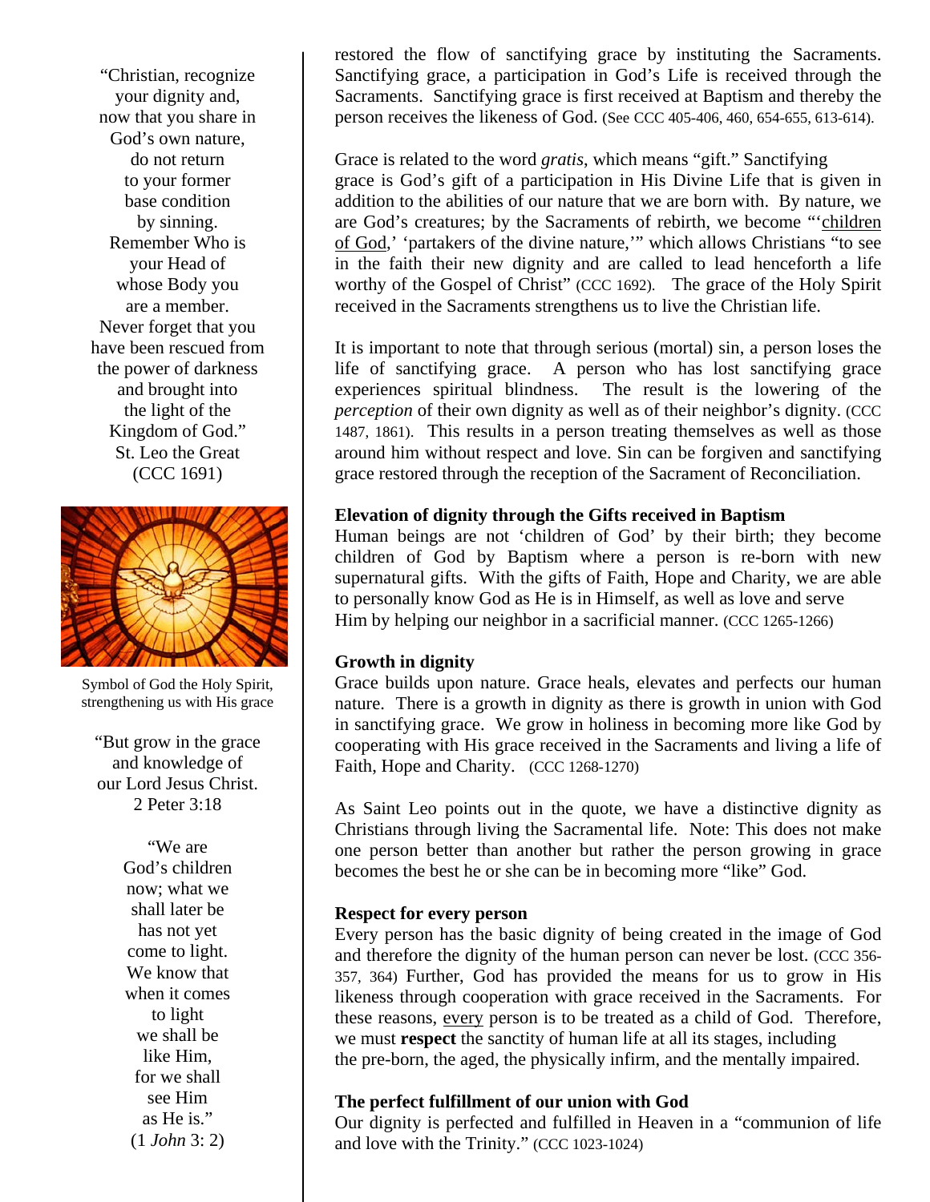"Christian, recognize your dignity and, now that you share in God's own nature, do not return to your former base condition by sinning. Remember Who is your Head of whose Body you are a member. Never forget that you have been rescued from the power of darkness and brought into the light of the Kingdom of God."
St. Leo the Great
(CCC 1691)

Symbol of God the Holy Spirit, strengthening us with His grace

"But grow in the grace and knowledge of our Lord Jesus Christ.
2 Peter 3:18

"We are God's children now; what we shall later be has not yet come to light. We know that when it comes to light we shall be like Him, for we shall see Him as He is."
(1 *John* 3: 2)

restored the flow of sanctifying grace by instituting the Sacraments. Sanctifying grace, a participation in God's Life is received through the Sacraments. Sanctifying grace is first received at Baptism and thereby the person receives the likeness of God. (See CCC 405-406, 460, 654-655, 613-614).

Grace is related to the word *gratis*, which means "gift." Sanctifying grace is God's gift of a participation in His Divine Life that is given in addition to the abilities of our nature that we are born with. By nature, we are God's creatures; by the Sacraments of rebirth, we become "'children of God,' 'partakers of the divine nature,'" which allows Christians "to see in the faith their new dignity and are called to lead henceforth a life worthy of the Gospel of Christ" (CCC 1692). The grace of the Holy Spirit received in the Sacraments strengthens us to live the Christian life.

It is important to note that through serious (mortal) sin, a person loses the life of sanctifying grace. A person who has lost sanctifying grace experiences spiritual blindness. The result is the lowering of the *perception* of their own dignity as well as of their neighbor's dignity. (CCC 1487, 1861). This results in a person treating themselves as well as those around him without respect and love. Sin can be forgiven and sanctifying grace restored through the reception of the Sacrament of Reconciliation.

**Elevation of dignity through the Gifts received in Baptism**

Human beings are not 'children of God' by their birth; they become children of God by Baptism where a person is re-born with new supernatural gifts. With the gifts of Faith, Hope and Charity, we are able to personally know God as He is in Himself, as well as love and serve Him by helping our neighbor in a sacrificial manner. (CCC 1265-1266)

**Growth in dignity**

Grace builds upon nature. Grace heals, elevates and perfects our human nature. There is a growth in dignity as there is growth in union with God in sanctifying grace. We grow in holiness in becoming more like God by cooperating with His grace received in the Sacraments and living a life of Faith, Hope and Charity. (CCC 1268-1270)

As Saint Leo points out in the quote, we have a distinctive dignity as Christians through living the Sacramental life. Note: This does not make one person better than another but rather the person growing in grace becomes the best he or she can be in becoming more "like" God.

**Respect for every person**

Every person has the basic dignity of being created in the image of God and therefore the dignity of the human person can never be lost. (CCC 356-357, 364) Further, God has provided the means for us to grow in His likeness through cooperation with grace received in the Sacraments. For these reasons, every person is to be treated as a child of God. Therefore, we must **respect** the sanctity of human life at all its stages, including the pre-born, the aged, the physically infirm, and the mentally impaired.

**The perfect fulfillment of our union with God**

Our dignity is perfected and fulfilled in Heaven in a "communion of life and love with the Trinity." (CCC 1023-1024)